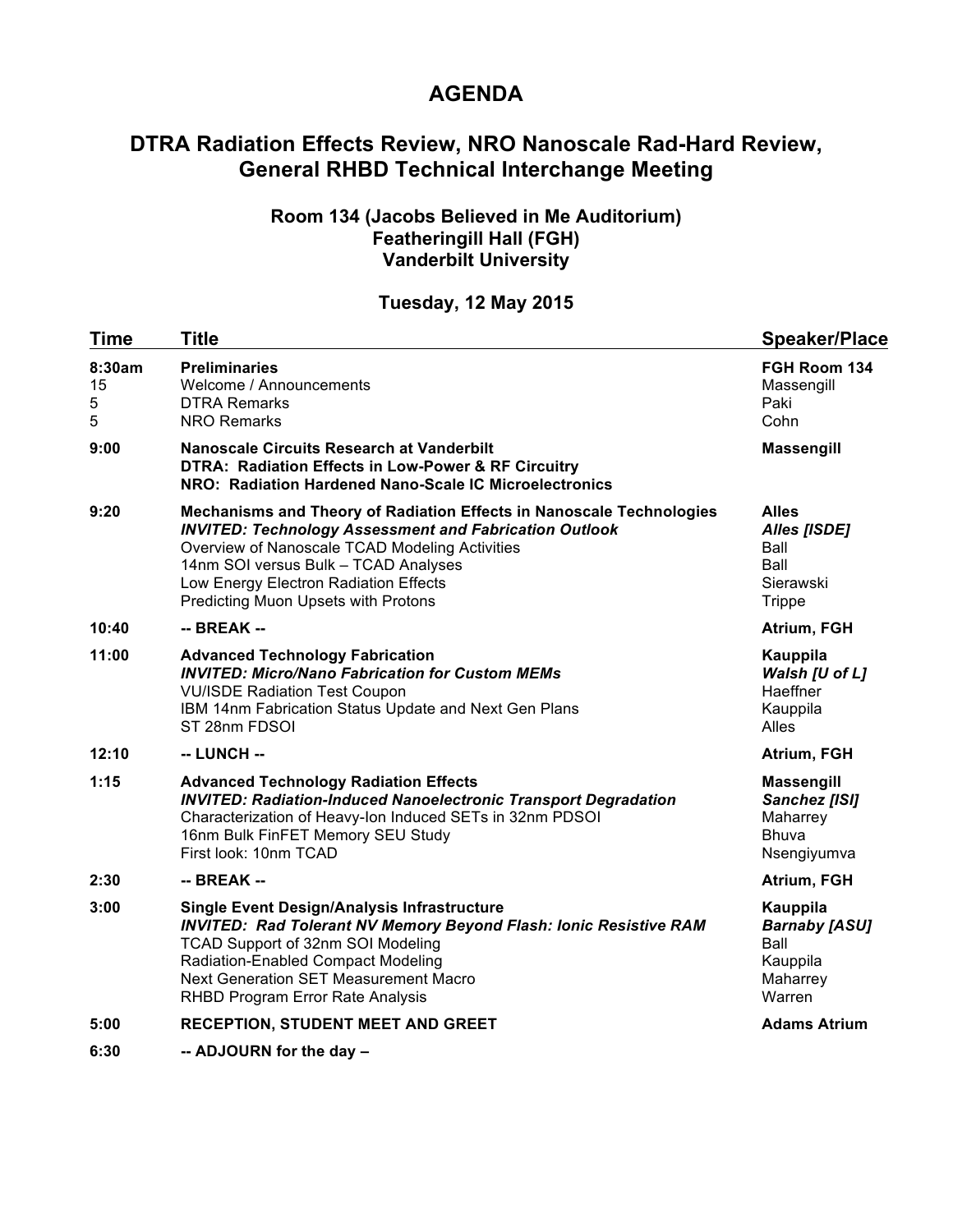# AGENDA

## DTRA Radiation Effects Review, NRO Nanoscale Rad-Hard Review, General RHBD Technical Interchange Meeting

### Room 134 (Jacobs Believed in Me Auditorium)
### Featheringill Hall (FGH)
### Vanderbilt University

### Tuesday, 12 May 2015

| Time | Title | Speaker/Place |
|---|---|---|
| **8:30am** | **Preliminaries** | **FGH Room 134** |
| 15 | Welcome / Announcements | Massengill |
| 5 | DTRA Remarks | Paki |
| 5 | NRO Remarks | Cohn |
| **9:00** | **Nanoscale Circuits Research at Vanderbilt** | **Massengill** |
| | **DTRA: Radiation Effects in Low-Power & RF Circuitry** | |
| | **NRO: Radiation Hardened Nano-Scale IC Microelectronics** | |
| **9:20** | **Mechanisms and Theory of Radiation Effects in Nanoscale Technologies** | **Alles** |
| | ***INVITED: Technology Assessment and Fabrication Outlook*** | ***Alles [ISDE]*** |
| | Overview of Nanoscale TCAD Modeling Activities | Ball |
| | 14nm SOI versus Bulk – TCAD Analyses | Ball |
| | Low Energy Electron Radiation Effects | Sierawski |
| | Predicting Muon Upsets with Protons | Trippe |
| **10:40** | **-- BREAK --** | **Atrium, FGH** |
| **11:00** | **Advanced Technology Fabrication** | **Kauppila** |
| | ***INVITED: Micro/Nano Fabrication for Custom MEMs*** | ***Walsh [U of L]*** |
| | VU/ISDE Radiation Test Coupon | Haeffner |
| | IBM 14nm Fabrication Status Update and Next Gen Plans | Kauppila |
| | ST 28nm FDSOI | Alles |
| **12:10** | **-- LUNCH --** | **Atrium, FGH** |
| **1:15** | **Advanced Technology Radiation Effects** | **Massengill** |
| | ***INVITED: Radiation-Induced Nanoelectronic Transport Degradation*** | ***Sanchez [ISI]*** |
| | Characterization of Heavy-Ion Induced SETs in 32nm PDSOI | Maharrey |
| | 16nm Bulk FinFET Memory SEU Study | Bhuva |
| | First look: 10nm TCAD | Nsengiyumva |
| **2:30** | **-- BREAK --** | **Atrium, FGH** |
| **3:00** | **Single Event Design/Analysis Infrastructure** | **Kauppila** |
| | ***INVITED: Rad Tolerant NV Memory Beyond Flash: Ionic Resistive RAM*** | ***Barnaby [ASU]*** |
| | TCAD Support of 32nm SOI Modeling | Ball |
| | Radiation-Enabled Compact Modeling | Kauppila |
| | Next Generation SET Measurement Macro | Maharrey |
| | RHBD Program Error Rate Analysis | Warren |
| **5:00** | **RECEPTION, STUDENT MEET AND GREET** | **Adams Atrium** |
| **6:30** | **-- ADJOURN for the day –** | |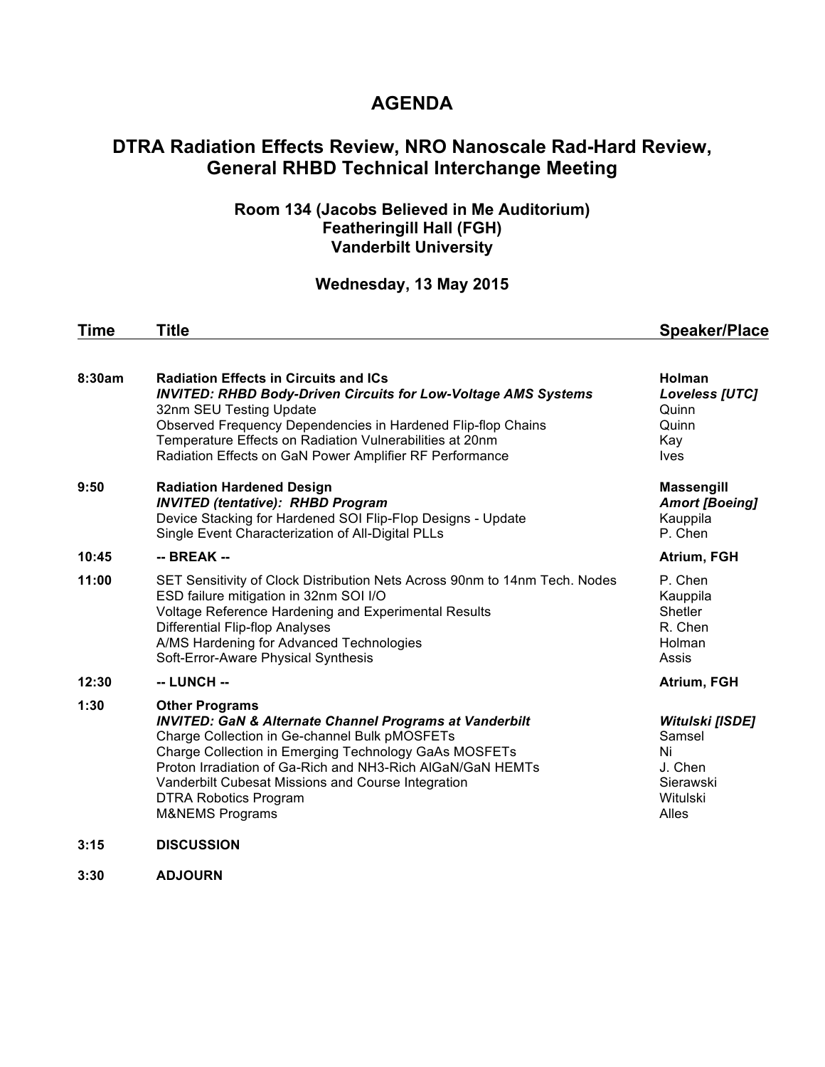# AGENDA

## DTRA Radiation Effects Review, NRO Nanoscale Rad-Hard Review, General RHBD Technical Interchange Meeting

### Room 134 (Jacobs Believed in Me Auditorium)
### Featheringill Hall (FGH)
### Vanderbilt University

### Wednesday, 13 May 2015

| Time | Title | Speaker/Place |
|---|---|---|
| **8:30am** | **Radiation Effects in Circuits and ICs** | **Holman** |
| | ***INVITED: RHBD Body-Driven Circuits for Low-Voltage AMS Systems*** | ***Loveless [UTC]*** |
| | 32nm SEU Testing Update | Quinn |
| | Observed Frequency Dependencies in Hardened Flip-flop Chains | Quinn |
| | Temperature Effects on Radiation Vulnerabilities at 20nm | Kay |
| | Radiation Effects on GaN Power Amplifier RF Performance | Ives |
| **9:50** | **Radiation Hardened Design** | **Massengill** |
| | ***INVITED (tentative): RHBD Program*** | ***Amort [Boeing]*** |
| | Device Stacking for Hardened SOI Flip-Flop Designs - Update | Kauppila |
| | Single Event Characterization of All-Digital PLLs | P. Chen |
| **10:45** | **-- BREAK --** | **Atrium, FGH** |
| **11:00** | SET Sensitivity of Clock Distribution Nets Across 90nm to 14nm Tech. Nodes | P. Chen |
| | ESD failure mitigation in 32nm SOI I/O | Kauppila |
| | Voltage Reference Hardening and Experimental Results | Shetler |
| | Differential Flip-flop Analyses | R. Chen |
| | A/MS Hardening for Advanced Technologies | Holman |
| | Soft-Error-Aware Physical Synthesis | Assis |
| **12:30** | **-- LUNCH --** | **Atrium, FGH** |
| **1:30** | **Other Programs** | |
| | ***INVITED: GaN & Alternate Channel Programs at Vanderbilt*** | ***Witulski [ISDE]*** |
| | Charge Collection in Ge-channel Bulk pMOSFETs | Samsel |
| | Charge Collection in Emerging Technology GaAs MOSFETs | Ni |
| | Proton Irradiation of Ga-Rich and NH3-Rich AlGaN/GaN HEMTs | J. Chen |
| | Vanderbilt Cubesat Missions and Course Integration | Sierawski |
| | DTRA Robotics Program | Witulski |
| | M&NEMS Programs | Alles |
| **3:15** | **DISCUSSION** | |
| **3:30** | **ADJOURN** | |